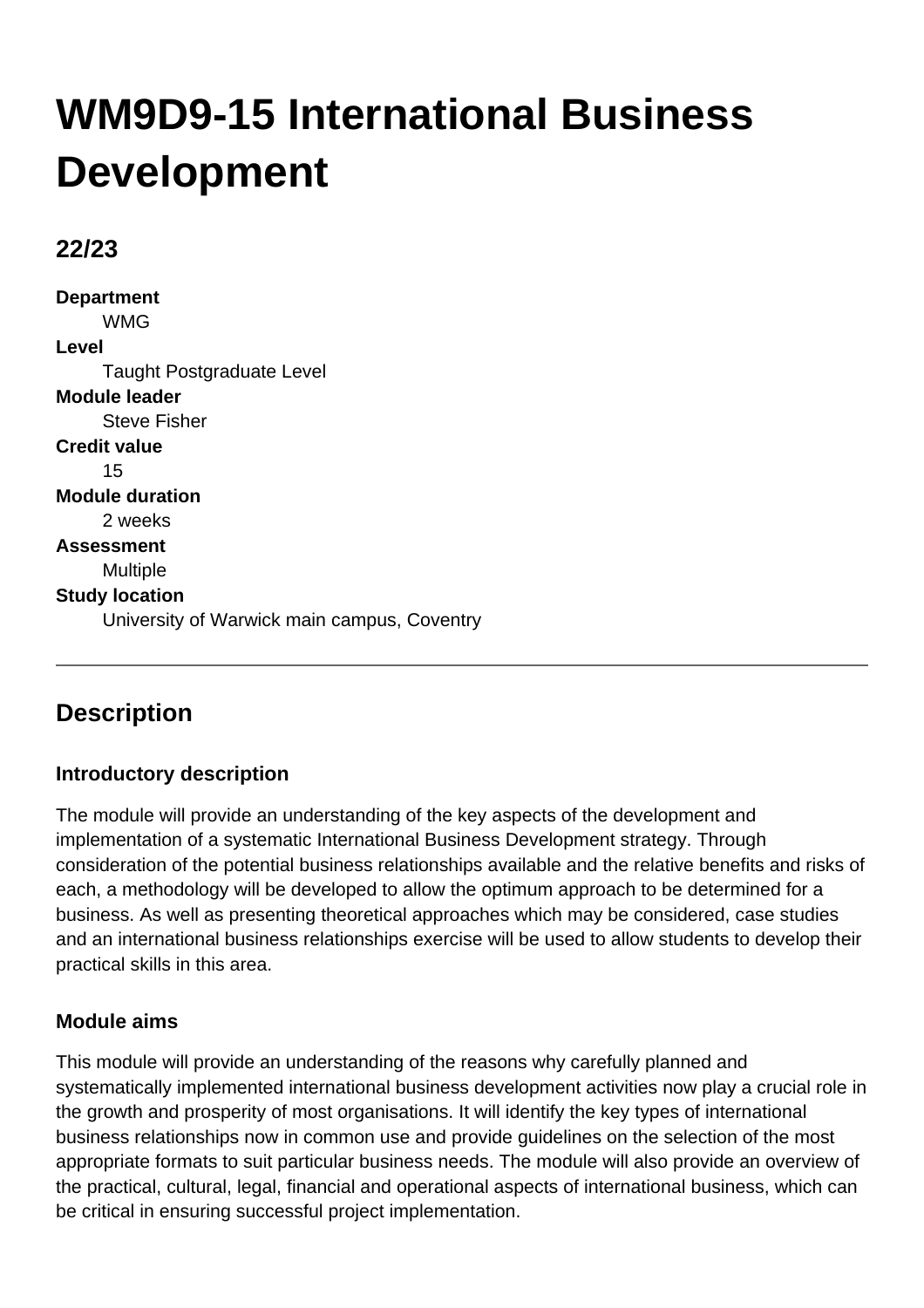# WM9D9-15 International Business Development

## 22/23

**Department**
WMG

**Level**
Taught Postgraduate Level

**Module leader**
Steve Fisher

**Credit value**
15

**Module duration**
2 weeks

**Assessment**
Multiple

**Study location**
University of Warwick main campus, Coventry

---

## Description

### Introductory description

The module will provide an understanding of the key aspects of the development and implementation of a systematic International Business Development strategy. Through consideration of the potential business relationships available and the relative benefits and risks of each, a methodology will be developed to allow the optimum approach to be determined for a business. As well as presenting theoretical approaches which may be considered, case studies and an international business relationships exercise will be used to allow students to develop their practical skills in this area.

### Module aims

This module will provide an understanding of the reasons why carefully planned and systematically implemented international business development activities now play a crucial role in the growth and prosperity of most organisations. It will identify the key types of international business relationships now in common use and provide guidelines on the selection of the most appropriate formats to suit particular business needs. The module will also provide an overview of the practical, cultural, legal, financial and operational aspects of international business, which can be critical in ensuring successful project implementation.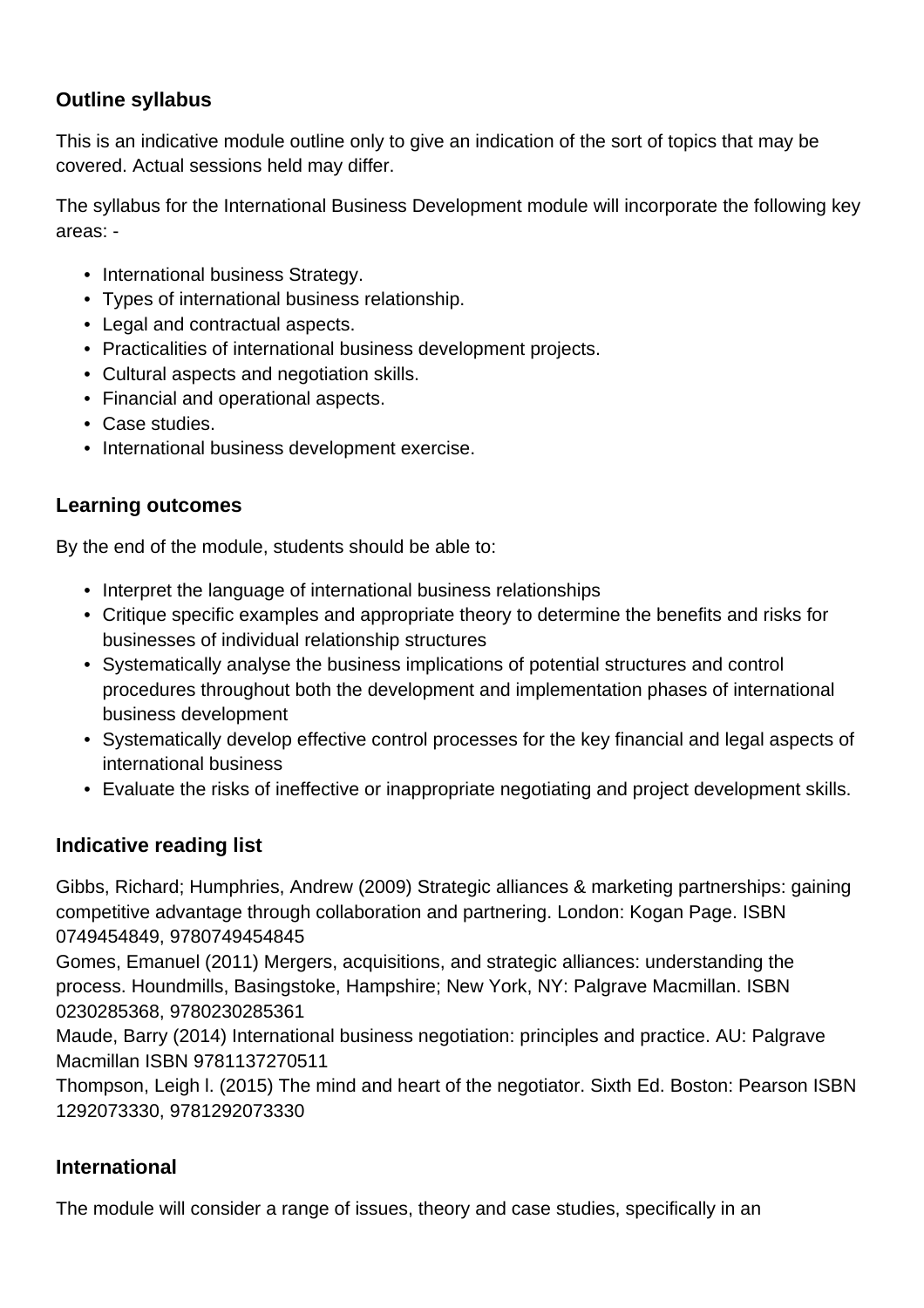## Outline syllabus

This is an indicative module outline only to give an indication of the sort of topics that may be covered. Actual sessions held may differ.

The syllabus for the International Business Development module will incorporate the following key areas: -

- International business Strategy.
- Types of international business relationship.
- Legal and contractual aspects.
- Practicalities of international business development projects.
- Cultural aspects and negotiation skills.
- Financial and operational aspects.
- Case studies.
- International business development exercise.

## Learning outcomes

By the end of the module, students should be able to:

- Interpret the language of international business relationships
- Critique specific examples and appropriate theory to determine the benefits and risks for businesses of individual relationship structures
- Systematically analyse the business implications of potential structures and control procedures throughout both the development and implementation phases of international business development
- Systematically develop effective control processes for the key financial and legal aspects of international business
- Evaluate the risks of ineffective or inappropriate negotiating and project development skills.

## Indicative reading list

Gibbs, Richard; Humphries, Andrew (2009) Strategic alliances & marketing partnerships: gaining competitive advantage through collaboration and partnering. London: Kogan Page. ISBN 0749454849, 9780749454845
Gomes, Emanuel (2011) Mergers, acquisitions, and strategic alliances: understanding the process. Houndmills, Basingstoke, Hampshire; New York, NY: Palgrave Macmillan. ISBN 0230285368, 9780230285361
Maude, Barry (2014) International business negotiation: principles and practice. AU: Palgrave Macmillan ISBN 9781137270511
Thompson, Leigh l. (2015) The mind and heart of the negotiator. Sixth Ed. Boston: Pearson ISBN 1292073330, 9781292073330

## International

The module will consider a range of issues, theory and case studies, specifically in an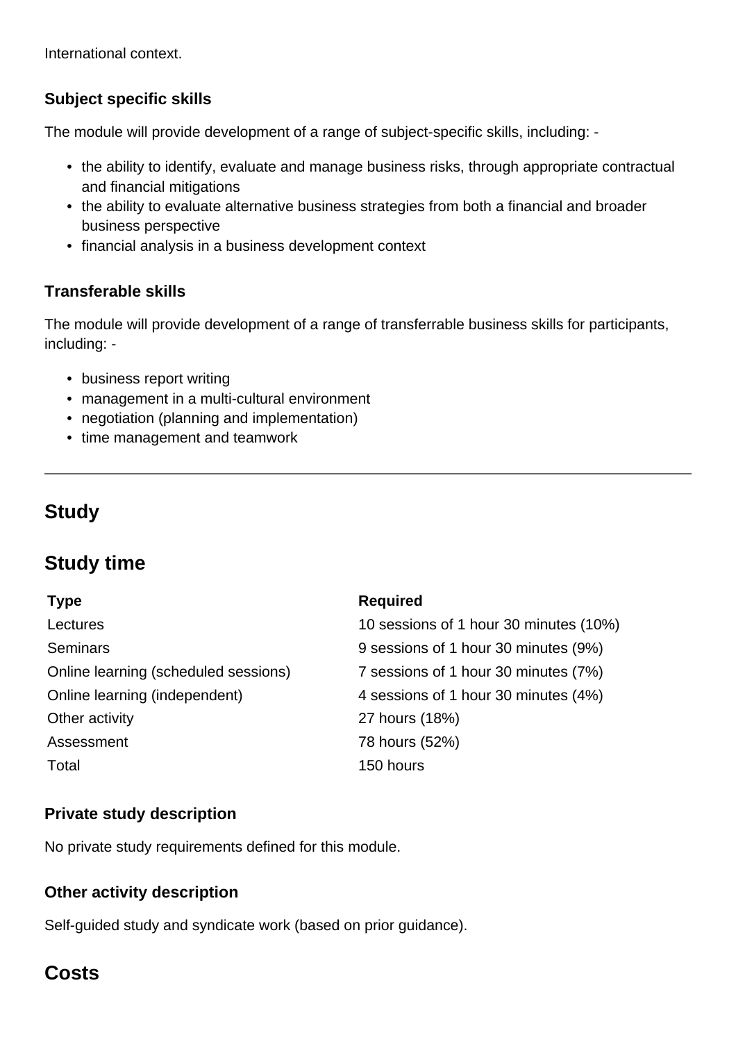International context.

### Subject specific skills

The module will provide development of a range of subject-specific skills, including: -

- the ability to identify, evaluate and manage business risks, through appropriate contractual and financial mitigations
- the ability to evaluate alternative business strategies from both a financial and broader business perspective
- financial analysis in a business development context

### Transferable skills

The module will provide development of a range of transferrable business skills for participants, including: -

- business report writing
- management in a multi-cultural environment
- negotiation (planning and implementation)
- time management and teamwork

---

## Study

## Study time

| Type | Required |
| --- | --- |
| Lectures | 10 sessions of 1 hour 30 minutes (10%) |
| Seminars | 9 sessions of 1 hour 30 minutes (9%) |
| Online learning (scheduled sessions) | 7 sessions of 1 hour 30 minutes (7%) |
| Online learning (independent) | 4 sessions of 1 hour 30 minutes (4%) |
| Other activity | 27 hours (18%) |
| Assessment | 78 hours (52%) |
| Total | 150 hours |

### Private study description

No private study requirements defined for this module.

### Other activity description

Self-guided study and syndicate work (based on prior guidance).

## Costs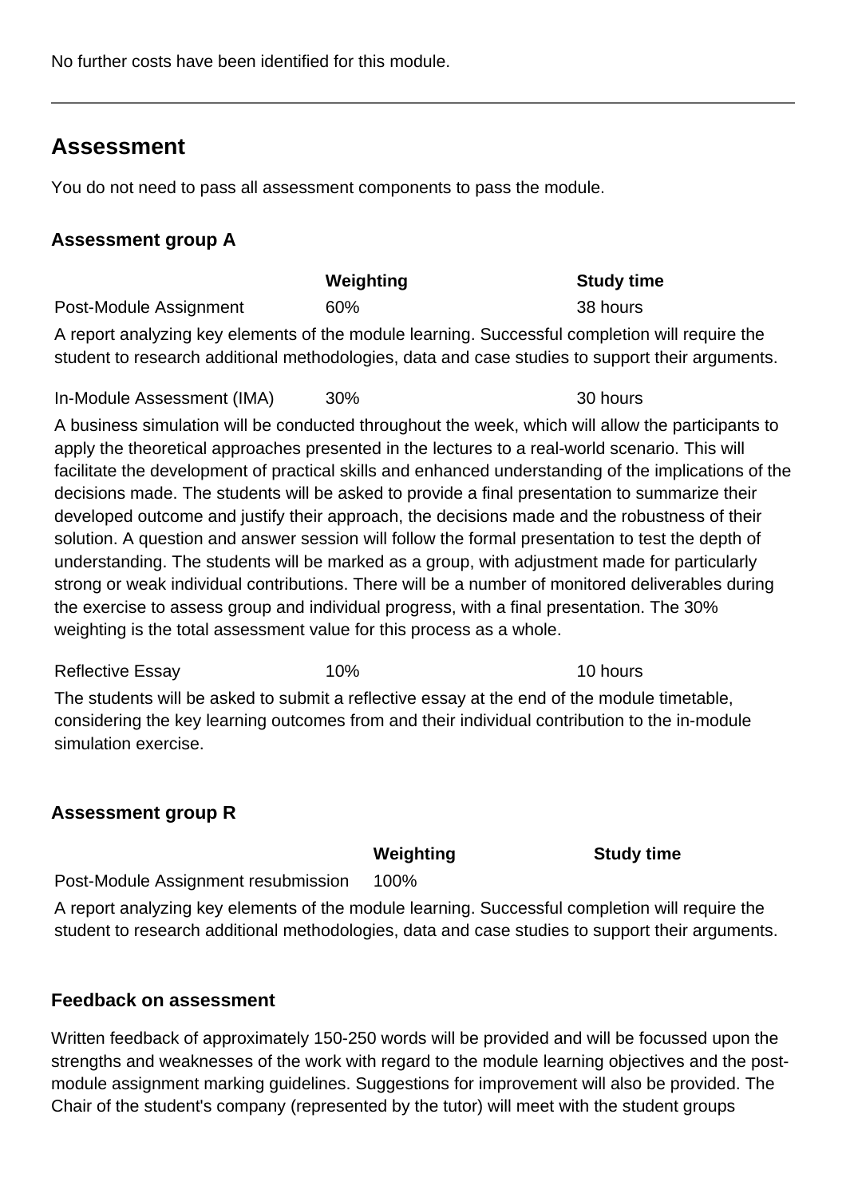No further costs have been identified for this module.

---

## Assessment

You do not need to pass all assessment components to pass the module.

### Assessment group A

| | Weighting | Study time |
|---|---|---|
| Post-Module Assignment | 60% | 38 hours |

A report analyzing key elements of the module learning. Successful completion will require the student to research additional methodologies, data and case studies to support their arguments.

| | Weighting | Study time |
|---|---|---|
| In-Module Assessment (IMA) | 30% | 30 hours |

A business simulation will be conducted throughout the week, which will allow the participants to apply the theoretical approaches presented in the lectures to a real-world scenario. This will facilitate the development of practical skills and enhanced understanding of the implications of the decisions made. The students will be asked to provide a final presentation to summarize their developed outcome and justify their approach, the decisions made and the robustness of their solution. A question and answer session will follow the formal presentation to test the depth of understanding. The students will be marked as a group, with adjustment made for particularly strong or weak individual contributions. There will be a number of monitored deliverables during the exercise to assess group and individual progress, with a final presentation. The 30% weighting is the total assessment value for this process as a whole.

| | Weighting | Study time |
|---|---|---|
| Reflective Essay | 10% | 10 hours |

The students will be asked to submit a reflective essay at the end of the module timetable, considering the key learning outcomes from and their individual contribution to the in-module simulation exercise.

### Assessment group R

| | Weighting | Study time |
|---|---|---|
| Post-Module Assignment resubmission | 100% | |

A report analyzing key elements of the module learning. Successful completion will require the student to research additional methodologies, data and case studies to support their arguments.

### Feedback on assessment

Written feedback of approximately 150-250 words will be provided and will be focussed upon the strengths and weaknesses of the work with regard to the module learning objectives and the post-module assignment marking guidelines. Suggestions for improvement will also be provided. The Chair of the student's company (represented by the tutor) will meet with the student groups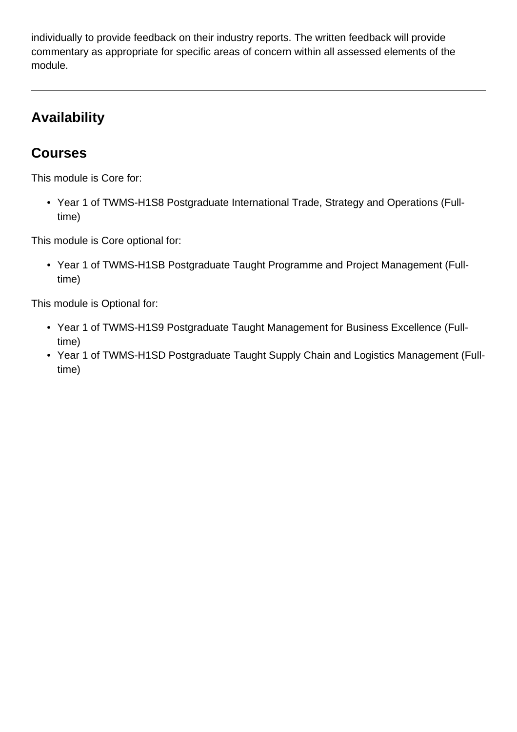individually to provide feedback on their industry reports. The written feedback will provide commentary as appropriate for specific areas of concern within all assessed elements of the module.

---

## Availability

## Courses

This module is Core for:

- Year 1 of TWMS-H1S8 Postgraduate International Trade, Strategy and Operations (Full-time)

This module is Core optional for:

- Year 1 of TWMS-H1SB Postgraduate Taught Programme and Project Management (Full-time)

This module is Optional for:

- Year 1 of TWMS-H1S9 Postgraduate Taught Management for Business Excellence (Full-time)
- Year 1 of TWMS-H1SD Postgraduate Taught Supply Chain and Logistics Management (Full-time)